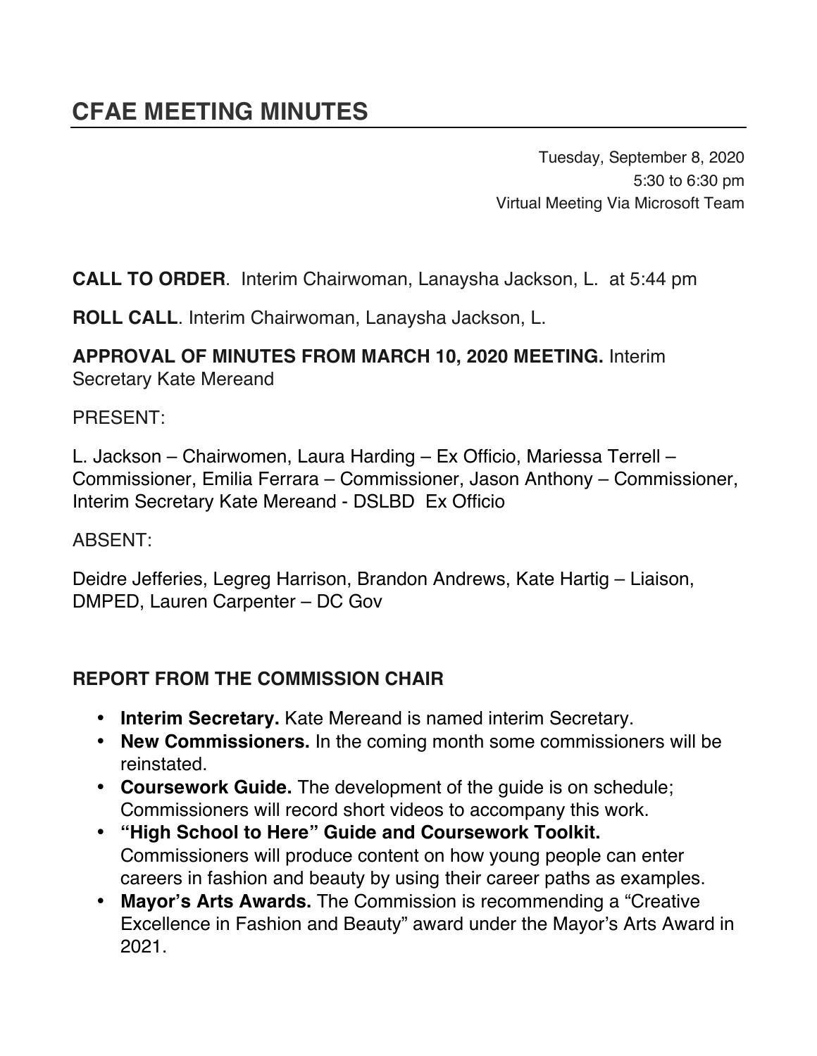# CFAE MEETING MINUTES

Tuesday, September 8, 2020
5:30 to 6:30 pm
Virtual Meeting Via Microsoft Team

**CALL TO ORDER**. Interim Chairwoman, Lanaysha Jackson, L. at 5:44 pm

**ROLL CALL**. Interim Chairwoman, Lanaysha Jackson, L.

**APPROVAL OF MINUTES FROM MARCH 10, 2020 MEETING.** Interim Secretary Kate Mereand

PRESENT:

L. Jackson – Chairwomen, Laura Harding – Ex Officio, Mariessa Terrell – Commissioner, Emilia Ferrara – Commissioner, Jason Anthony – Commissioner, Interim Secretary Kate Mereand - DSLBD Ex Officio

ABSENT:

Deidre Jefferies, Legreg Harrison, Brandon Andrews, Kate Hartig – Liaison, DMPED, Lauren Carpenter – DC Gov

## REPORT FROM THE COMMISSION CHAIR

- **Interim Secretary.** Kate Mereand is named interim Secretary.
- **New Commissioners.** In the coming month some commissioners will be reinstated.
- **Coursework Guide.** The development of the guide is on schedule; Commissioners will record short videos to accompany this work.
- **"High School to Here" Guide and Coursework Toolkit.** Commissioners will produce content on how young people can enter careers in fashion and beauty by using their career paths as examples.
- **Mayor's Arts Awards.** The Commission is recommending a "Creative Excellence in Fashion and Beauty" award under the Mayor's Arts Award in 2021.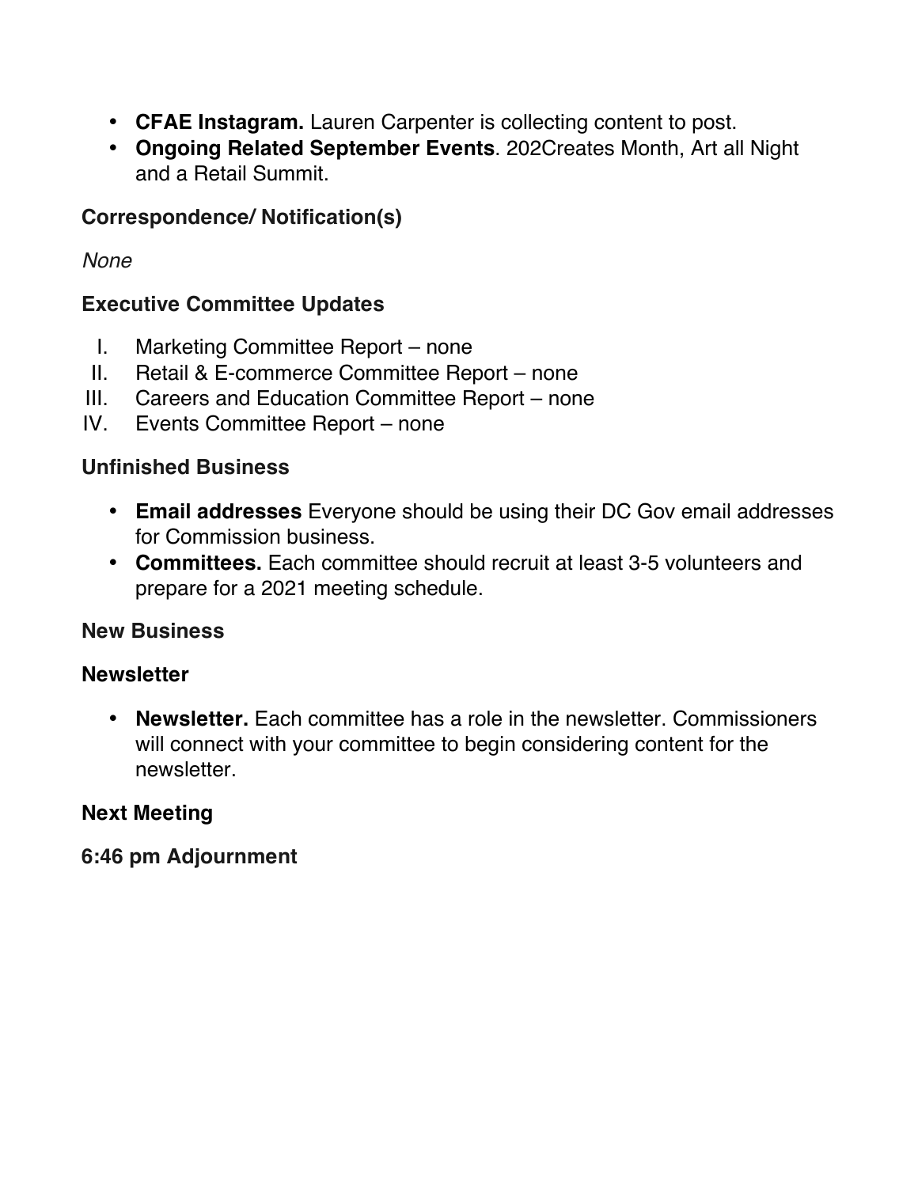- **CFAE Instagram.** Lauren Carpenter is collecting content to post.
- **Ongoing Related September Events**. 202Creates Month, Art all Night and a Retail Summit.

### Correspondence/ Notification(s)

*None*

### Executive Committee Updates

I. Marketing Committee Report – none
II. Retail & E-commerce Committee Report – none
III. Careers and Education Committee Report – none
IV. Events Committee Report – none

### Unfinished Business

- **Email addresses** Everyone should be using their DC Gov email addresses for Commission business.
- **Committees.** Each committee should recruit at least 3-5 volunteers and prepare for a 2021 meeting schedule.

### New Business

### Newsletter

- **Newsletter.** Each committee has a role in the newsletter. Commissioners will connect with your committee to begin considering content for the newsletter.

### Next Meeting

### 6:46 pm Adjournment